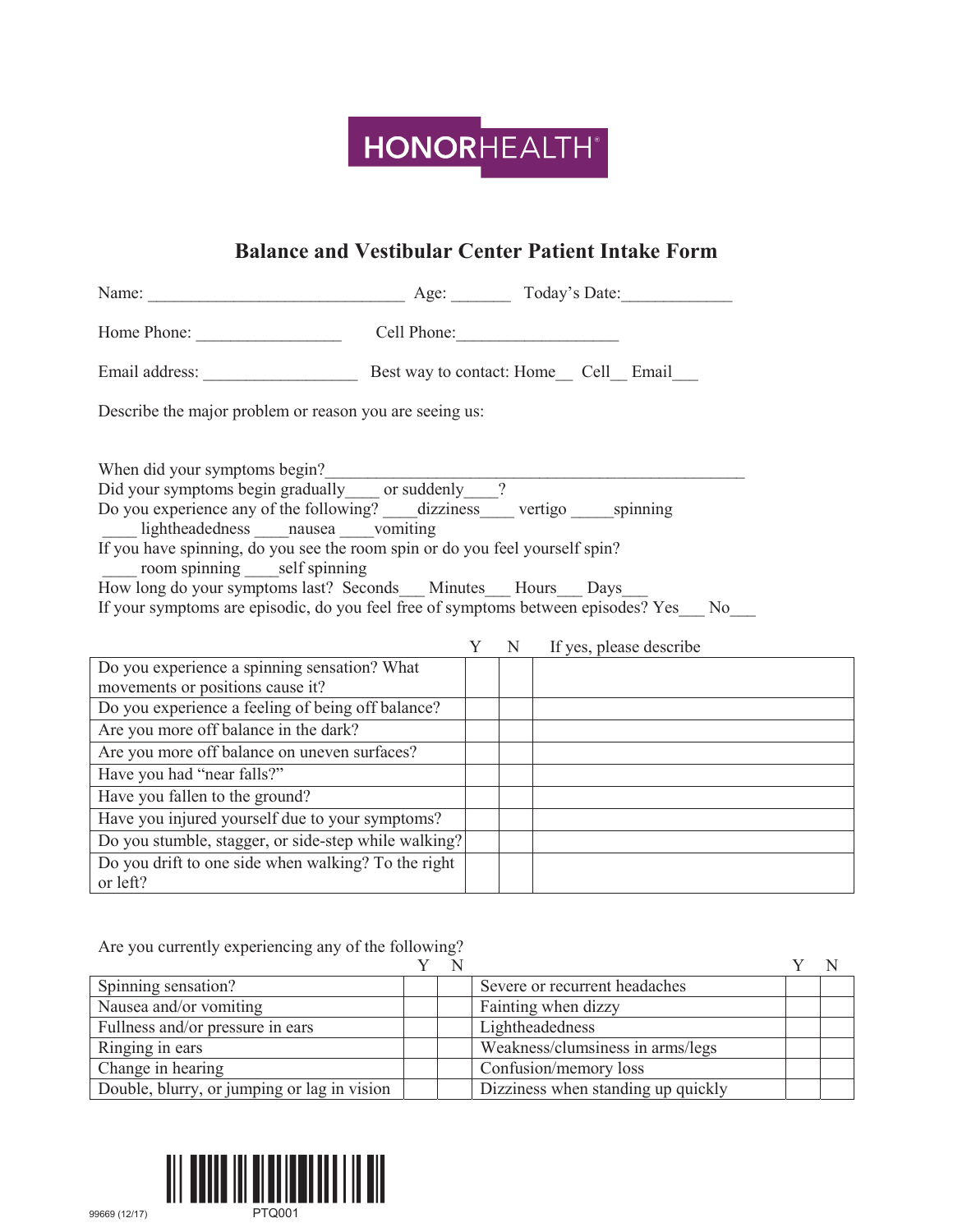HONORHEALTH

# Balance and Vestibular Center Patient Intake Form

Name: ______________________________ Age: _______ Today's Date:_____________

Home Phone: _________________ Cell Phone:___________________

Email address: __________________ Best way to contact: Home__ Cell__ Email___

Describe the major problem or reason you are seeing us:

When did your symptoms begin?__________________________________________________

Did your symptoms begin gradually____ or suddenly____?

Do you experience any of the following? ____dizziness____ vertigo _____spinning ____ lightheadedness ____nausea ____vomiting

If you have spinning, do you see the room spin or do you feel yourself spin? ____ room spinning ____self spinning

How long do your symptoms last? Seconds___ Minutes___ Hours___ Days___

If your symptoms are episodic, do you feel free of symptoms between episodes? Yes___ No___

| | Y | N | If yes, please describe |
|---|---|---|---|
| Do you experience a spinning sensation? What movements or positions cause it? | | | |
| Do you experience a feeling of being off balance? | | | |
| Are you more off balance in the dark? | | | |
| Are you more off balance on uneven surfaces? | | | |
| Have you had "near falls?" | | | |
| Have you fallen to the ground? | | | |
| Have you injured yourself due to your symptoms? | | | |
| Do you stumble, stagger, or side-step while walking? | | | |
| Do you drift to one side when walking? To the right or left? | | | |

Are you currently experiencing any of the following?

| | Y | N | | Y | N |
|---|---|---|---|---|---|
| Spinning sensation? | | | Severe or recurrent headaches | | |
| Nausea and/or vomiting | | | Fainting when dizzy | | |
| Fullness and/or pressure in ears | | | Lightheadedness | | |
| Ringing in ears | | | Weakness/clumsiness in arms/legs | | |
| Change in hearing | | | Confusion/memory loss | | |
| Double, blurry, or jumping or lag in vision | | | Dizziness when standing up quickly | | |

PTQ001

99669 (12/17)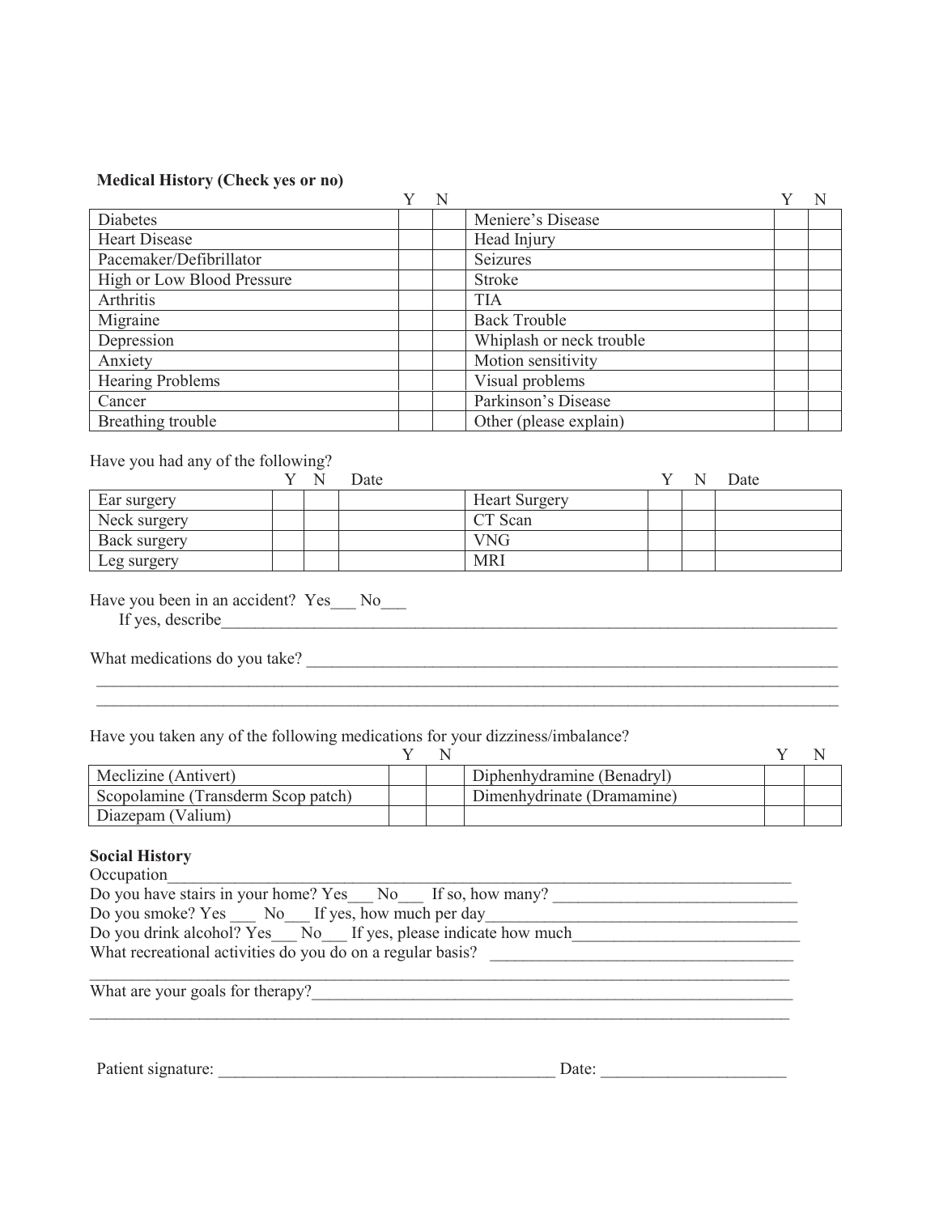**Medical History (Check yes or no)**

| | Y | N | | Y | N |
|---|---|---|---|---|---|
| Diabetes | | | Meniere's Disease | | |
| Heart Disease | | | Head Injury | | |
| Pacemaker/Defibrillator | | | Seizures | | |
| High or Low Blood Pressure | | | Stroke | | |
| Arthritis | | | TIA | | |
| Migraine | | | Back Trouble | | |
| Depression | | | Whiplash or neck trouble | | |
| Anxiety | | | Motion sensitivity | | |
| Hearing Problems | | | Visual problems | | |
| Cancer | | | Parkinson's Disease | | |
| Breathing trouble | | | Other (please explain) | | |

Have you had any of the following?

| | Y | N | Date | | Y | N | Date |
|---|---|---|---|---|---|---|---|
| Ear surgery | | | | Heart Surgery | | | |
| Neck surgery | | | | CT Scan | | | |
| Back surgery | | | | VNG | | | |
| Leg surgery | | | | MRI | | | |

Have you been in an accident? Yes___ No___

If yes, describe_______________________________________________________________________________

What medications do you take? _________________________________________________________________

_____________________________________________________________________________________________

_____________________________________________________________________________________________

Have you taken any of the following medications for your dizziness/imbalance?

| | Y | N | | Y | N |
|---|---|---|---|---|---|
| Meclizine (Antivert) | | | Diphenhydramine (Benadryl) | | |
| Scopolamine (Transderm Scop patch) | | | Dimenhydrinate (Dramamine) | | |
| Diazepam (Valium) | | | | | |

**Social History**

Occupation_______________________________________________________________________________

Do you have stairs in your home? Yes___ No___ If so, how many? ____________________________

Do you smoke? Yes ___ No___ If yes, how much per day_____________________________________

Do you drink alcohol? Yes___ No___ If yes, please indicate how much__________________________

What recreational activities do you do on a regular basis? ___________________________________

_____________________________________________________________________________________________

What are your goals for therapy?_________________________________________________________

_____________________________________________________________________________________________

Patient signature: ________________________________________ Date: ______________________